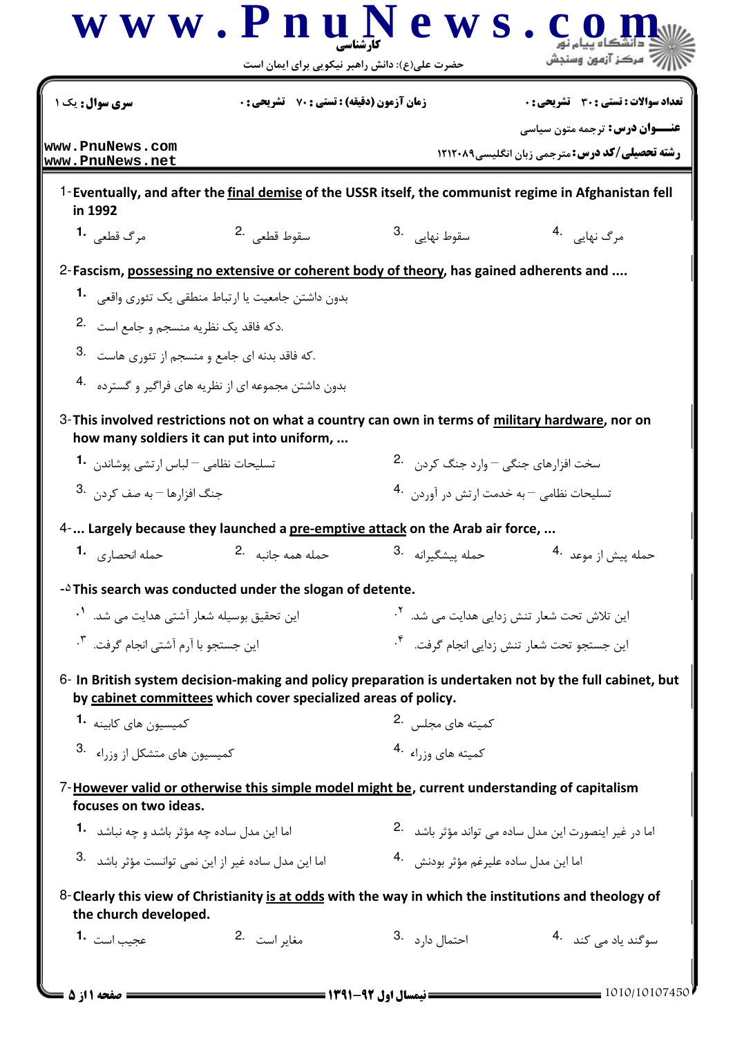**سری سوال:** یک ۱ | **زمان آزمون (دقیقه) : تستی : ۷۰ تشریحی : ۰** | **تعداد سوالات : تستی : ۳۰ تشریحی : ۰**

**عنــــوان درس:** ترجمه متون سیاسی

**رشته تحصیلی/کد درس:** مترجمی زبان انگلیسی۱۲۱۲۰۸۹

1- **Eventually, and after the final demise of the USSR itself, the communist regime in Afghanistan fell in 1992**

1. مرگ قطعی
2. سقوط قطعی
3. سقوط نهایی
4. مرگ نهایی

2- **Fascism, possessing no extensive or coherent body of theory, has gained adherents and ....**

1. بدون داشتن جامعیت یا ارتباط منطقی یک تئوری واقعی
2. دکه فاقد یک نظریه منسجم و جامع است.
3. که فاقد بدنه ای جامع و منسجم از تئوری هاست.
4. بدون داشتن مجموعه ای از نظریه های فراگیر و گسترده

3- **This involved restrictions not on what a country can own in terms of military hardware, nor on how many soldiers it can put into uniform, ...**

1. تسلیحات نظامی – لباس ارتشی پوشاندن
2. سخت افزارهای جنگی – وارد جنگ کردن
3. جنگ افزارها – به صف کردن
4. تسلیحات نظامی – به خدمت ارتش در آوردن

4- **... Largely because they launched a pre-emptive attack on the Arab air force, ...**

1. حمله انحصاری
2. حمله همه جانبه
3. حمله پیشگیرانه
4. حمله پیش از موعد

5- **This search was conducted under the slogan of detente.**

1. این تحقیق بوسیله شعار آشتی هدایت می شد.
2. این تلاش تحت شعار تنش زدایی هدایت می شد.
3. این جستجو با آرم آشتی انجام گرفت.
4. این جستجو تحت شعار تنش زدایی انجام گرفت.

6- **In British system decision-making and policy preparation is undertaken not by the full cabinet, but by cabinet committees which cover specialized areas of policy.**

1. کمیسیون های کابینه
2. کمیته های مجلس
3. کمیسیون های متشکل از وزراء
4. کمیته های وزراء

7- **However valid or otherwise this simple model might be, current understanding of capitalism focuses on two ideas.**

1. اما این مدل ساده چه مؤثر باشد و چه نباشد
2. اما در غیر اینصورت این مدل ساده می تواند مؤثر باشد
3. اما این مدل ساده غیر از این نمی توانست مؤثر باشد
4. اما این مدل ساده علیرغم مؤثر بودنش

8- **Clearly this view of Christianity is at odds with the way in which the institutions and theology of the church developed.**

1. عجیب است
2. مغایر است
3. احتمال دارد
4. سوگند یاد می کند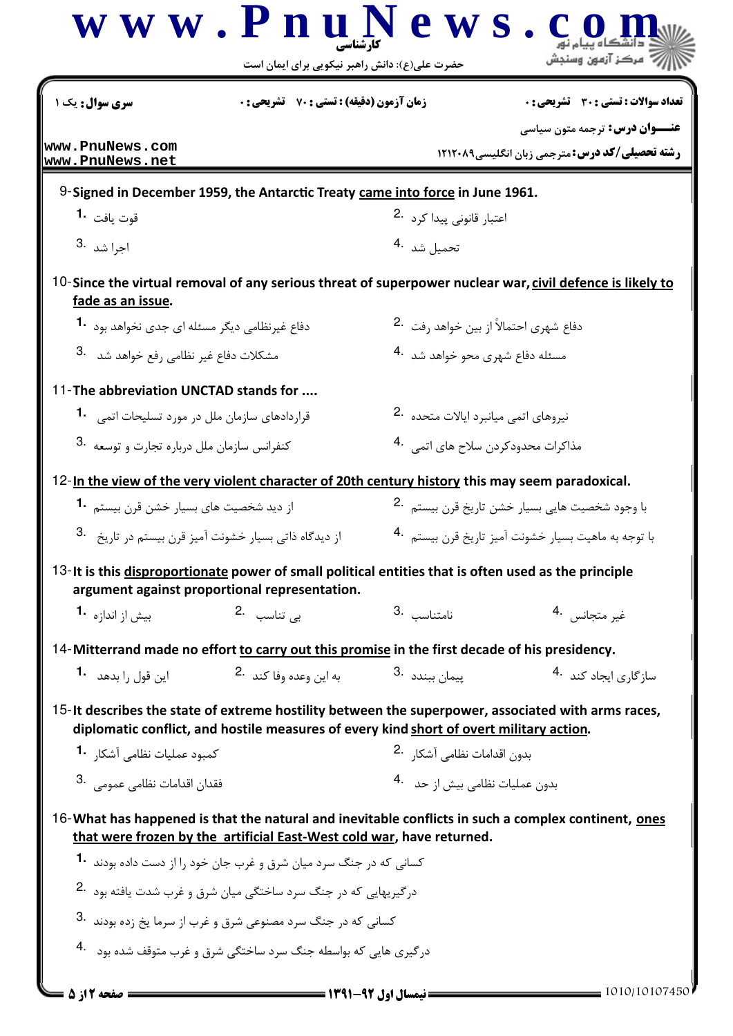9- Signed in December 1959, the Antarctic Treaty came into force in June 1961.

1. قوت یافت
2. اعتبار قانونی پیدا کرد
3. اجرا شد
4. تحمیل شد

10- Since the virtual removal of any serious threat of superpower nuclear war, civil defence is likely to fade as an issue.

1. دفاع غیرنظامی دیگر مسئله ای جدی نخواهد بود
2. دفاع شهری احتمالاً از بین خواهد رفت
3. مشکلات دفاع غیر نظامی رفع خواهد شد
4. مسئله دفاع شهری محو خواهد شد

11- The abbreviation UNCTAD stands for ....

1. قراردادهای سازمان ملل در مورد تسلیحات اتمی
2. نیروهای اتمی میانبرد ایالات متحده
3. کنفرانس سازمان ملل درباره تجارت و توسعه
4. مذاکرات محدودکردن سلاح های اتمی

12- In the view of the very violent character of 20th century history this may seem paradoxical.

1. از دید شخصیت های بسیار خشن قرن بیستم
2. با وجود شخصیت هایی بسیار خشن تاریخ قرن بیستم
3. از دیدگاه ذاتی بسیار خشونت آمیز قرن بیستم در تاریخ
4. با توجه به ماهیت بسیار خشونت آمیز تاریخ قرن بیستم

13- It is this disproportionate power of small political entities that is often used as the principle argument against proportional representation.

1. بیش از اندازه
2. بی تناسب
3. نامتناسب
4. غیر متجانس

14- Mitterrand made no effort to carry out this promise in the first decade of his presidency.

1. این قول را بدهد
2. به این وعده وفا کند
3. پیمان ببندد
4. سازگاری ایجاد کند

15- It describes the state of extreme hostility between the superpower, associated with arms races, diplomatic conflict, and hostile measures of every kind short of overt military action.

1. کمبود عملیات نظامی آشکار
2. بدون اقدامات نظامی آشکار
3. فقدان اقدامات نظامی عمومی
4. بدون عملیات نظامی بیش از حد

16- What has happened is that the natural and inevitable conflicts in such a complex continent, ones that were frozen by the artificial East-West cold war, have returned.

1. کسانی که در جنگ سرد میان شرق و غرب جان خود را از دست داده بودند
2. درگیریهایی که در جنگ سرد ساختگی میان شرق و غرب شدت یافته بود
3. کسانی که در جنگ سرد مصنوعی شرق و غرب از سرما یخ زده بودند
4. درگیری هایی که بواسطه جنگ سرد ساختگی شرق و غرب متوقف شده بود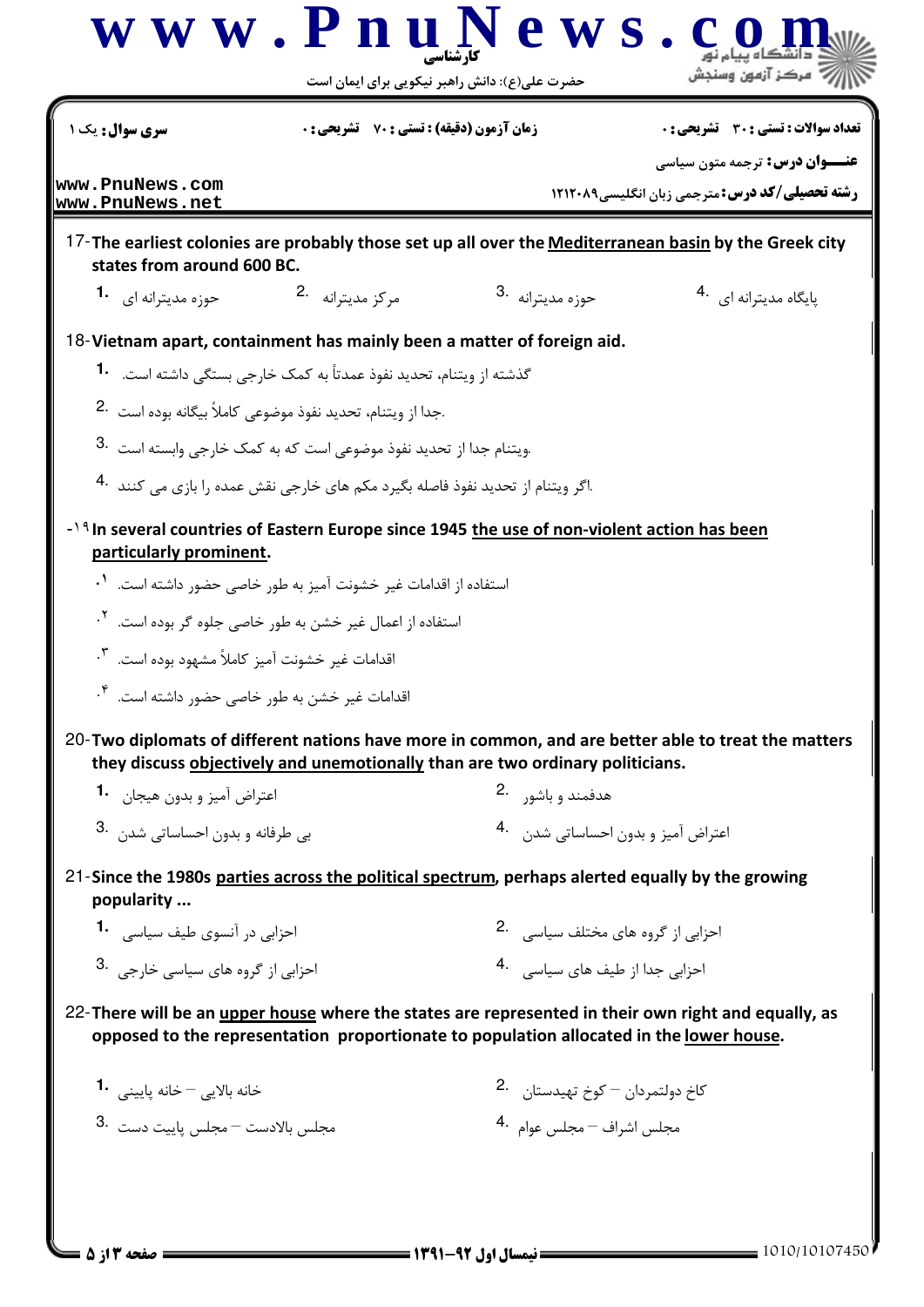17- The earliest colonies are probably those set up all over the Mediterranean basin by the Greek city states from around 600 BC.

1. حوزه مدیترانه ای
2. مرکز مدیترانه
3. حوزه مدیترانه
4. پایگاه مدیترانه ای

18- Vietnam apart, containment has mainly been a matter of foreign aid.

1. گذشته از ویتنام، تحدید نفوذ عمدتاً به کمک خارجی بستگی داشته است.
2. جدا از ویتنام، تحدید نفوذ موضوعی کاملاً بیگانه بوده است.
3. ویتنام جدا از تحدید نفوذ موضوعی است که به کمک خارجی وابسته است.
4. اگر ویتنام از تحدید نفوذ فاصله بگیرد مکم های خارجی نقش عمده را بازی می کنند.

19- In several countries of Eastern Europe since 1945 the use of non-violent action has been particularly prominent.

1. استفاده از اقدامات غیر خشونت آمیز به طور خاصی حضور داشته است.
2. استفاده از اعمال غیر خشن به طور خاصی جلوه گر بوده است.
3. اقدامات غیر خشونت آمیز کاملاً مشهود بوده است.
4. اقدامات غیر خشن به طور خاصی حضور داشته است.

20- Two diplomats of different nations have more in common, and are better able to treat the matters they discuss objectively and unemotionally than are two ordinary politicians.

1. اعتراض آمیز و بدون هیجان
2. هدفمند و باشور
3. بی طرفانه و بدون احساساتی شدن
4. اعتراض آمیز و بدون احساساتی شدن

21- Since the 1980s parties across the political spectrum, perhaps alerted equally by the growing popularity ...

1. احزابی در آنسوی طیف سیاسی
2. احزابی از گروه های مختلف سیاسی
3. احزابی از گروه های سیاسی خارجی
4. احزابی جدا از طیف های سیاسی

22- There will be an upper house where the states are represented in their own right and equally, as opposed to the representation proportionate to population allocated in the lower house.

1. خانه بالایی – خانه پایینی
2. کاخ دولتمردان – کوخ تهیدستان
3. مجلس بالادست – مجلس پاییت دست
4. مجلس اشراف – مجلس عوام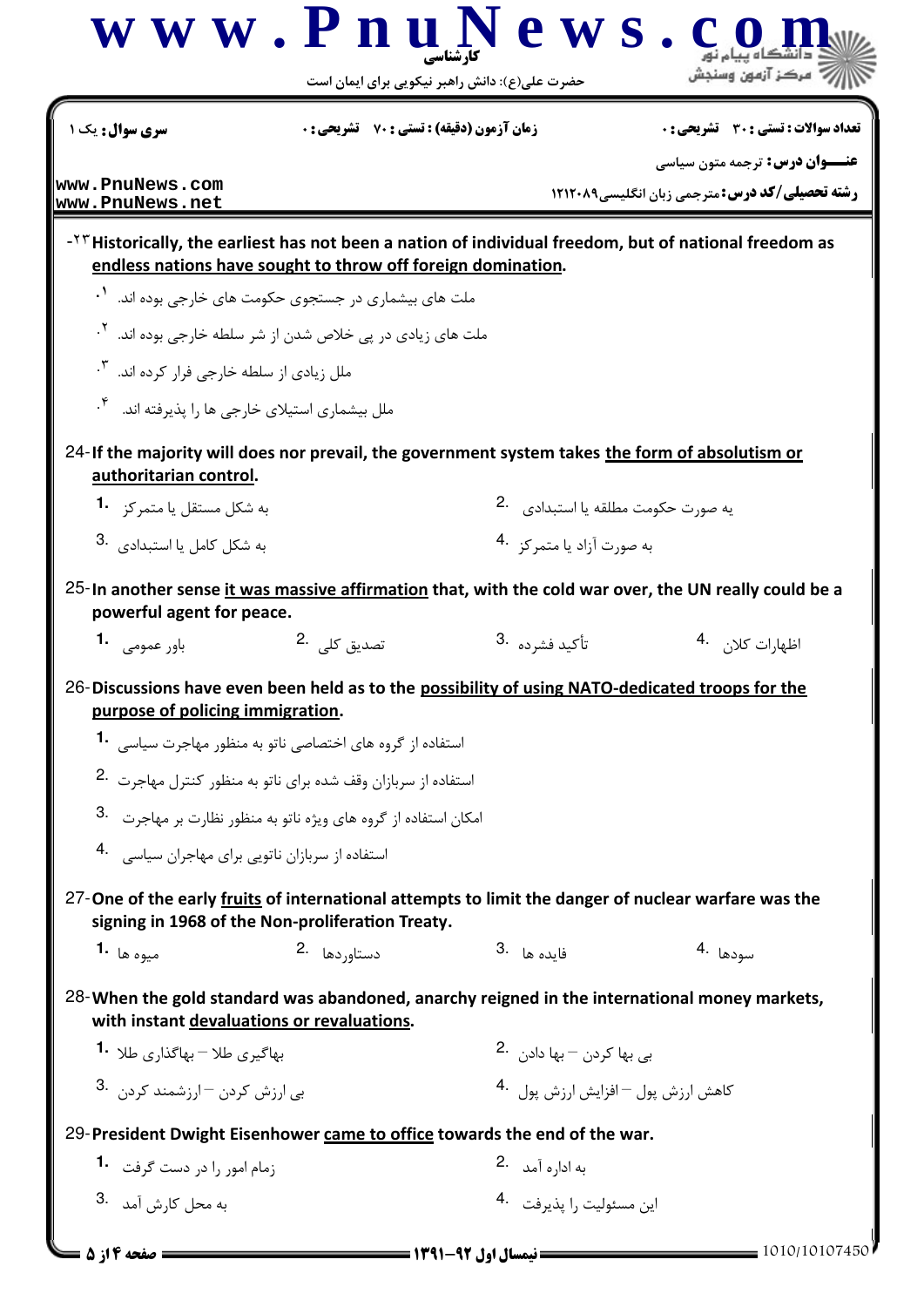سری سؤال: یک ۱

زمان آزمون (دقیقه) : تستی : ۷۰ تشریحی : ۰

تعداد سؤالات : تستی : ۳۰ تشریحی : ۰

**عنـــوان درس:** ترجمه متون سیاسی

**رشته تحصیلی/کد درس:** مترجمی زبان انگلیسی۱۲۱۲۰۸۹

www.PnuNews.com
www.PnuNews.net

23- **Historically, the earliest has not been a nation of individual freedom, but of national freedom as <u>endless nations have sought to throw off foreign domination</u>.**

۱. ملت های بیشماری در جستجوی حکومت های خارجی بوده اند.

۲. ملت های زیادی در پی خلاص شدن از شر سلطه خارجی بوده اند.

۳. ملل زیادی از سلطه خارجی فرار کرده اند.

۴. ملل بیشماری استیلای خارجی ها را پذیرفته اند.

24- **If the majority will does nor prevail, the government system takes <u>the form of absolutism or authoritarian control</u>.**

1. به شکل مستقل یا متمرکز
2. به صورت حکومت مطلقه یا استبدادی
3. به شکل کامل یا استبدادی
4. به صورت آزاد یا متمرکز

25- **In another sense <u>it was massive affirmation</u> that, with the cold war over, the UN really could be a powerful agent for peace.**

1. باور عمومی
2. تصدیق کلی
3. تأکید فشرده
4. اظهارات کلان

26- **Discussions have even been held as to the <u>possibility of using NATO-dedicated troops for the purpose of policing immigration</u>.**

1. استفاده از گروه های اختصاصی ناتو به منظور مهاجرت سیاسی
2. استفاده از سربازان وقف شده برای ناتو به منظور کنترل مهاجرت
3. امکان استفاده از گروه های ویژه ناتو به منظور نظارت بر مهاجرت
4. استفاده از سربازان ناتویی برای مهاجران سیاسی

27- **One of the early <u>fruits</u> of international attempts to limit the danger of nuclear warfare was the signing in 1968 of the Non-proliferation Treaty.**

1. میوه ها
2. دستاوردها
3. فایده ها
4. سودها

28- **When the gold standard was abandoned, anarchy reigned in the international money markets, with instant <u>devaluations or revaluations</u>.**

1. بهاگیری طلا – بهاگذاری طلا
2. بی بها کردن – بها دادن
3. بی ارزش کردن – ارزشمند کردن
4. کاهش ارزش پول – افزایش ارزش پول

29- **President Dwight Eisenhower <u>came to office</u> towards the end of the war.**

1. زمام امور را در دست گرفت
2. به اداره آمد
3. به محل کارش آمد
4. این مسئولیت را پذیرفت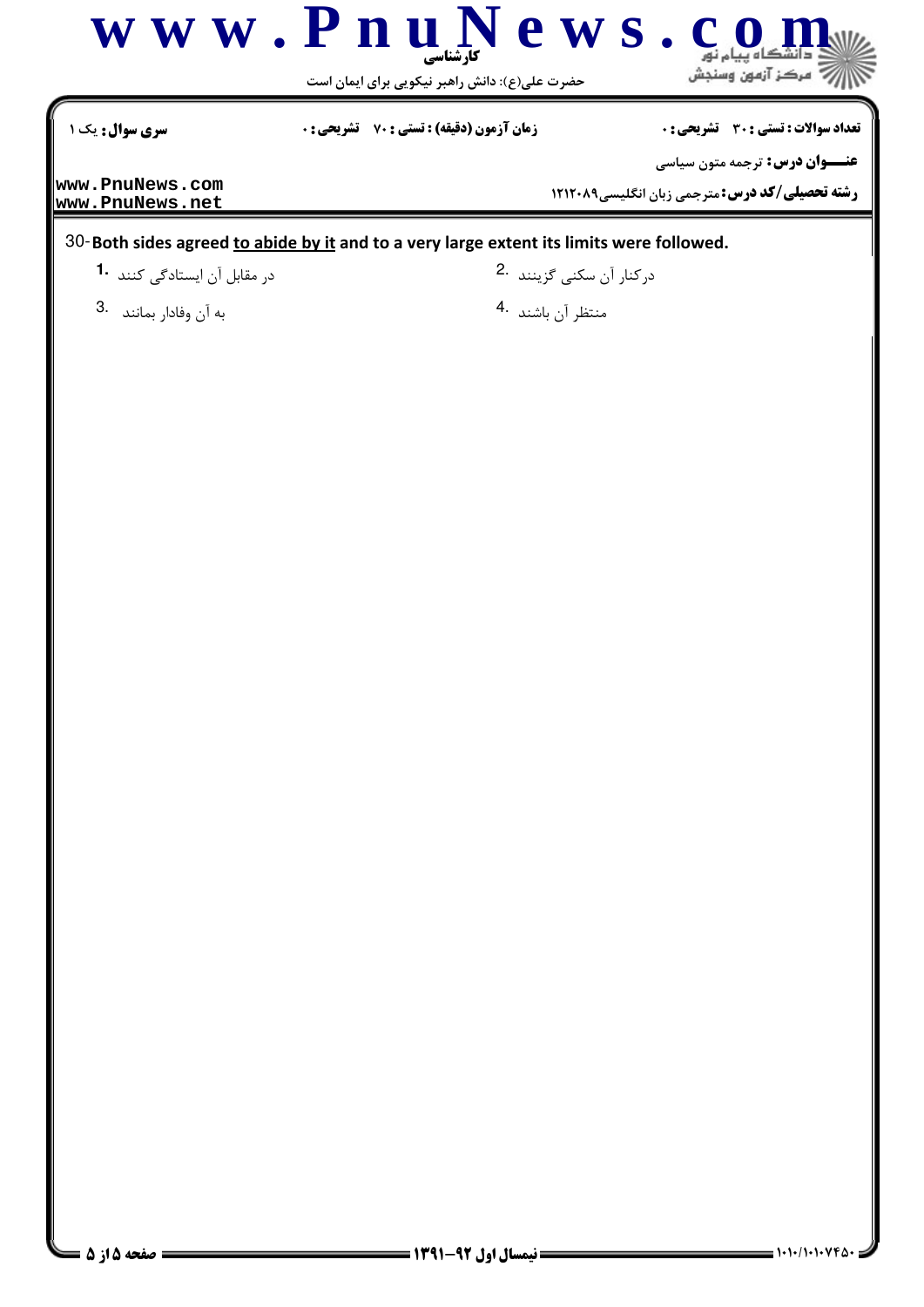30-**Both sides agreed <u>to abide by it</u> and to a very large extent its limits were followed.**

1. در مقابل آن ایستادگی کنند
2. درکنار آن سکنی گزینند
3. به آن وفادار بمانند
4. منتظر آن باشند